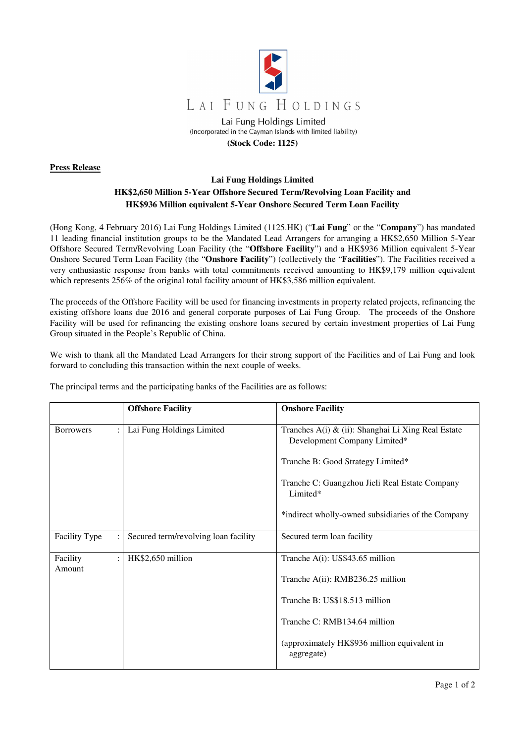LAI FUNG HOLDINGS

Lai Fung Holdings Limited
(Incorporated in the Cayman Islands with limited liability)

**(Stock Code: 1125)**

**Press Release**

**Lai Fung Holdings Limited**
**HK$2,650 Million 5-Year Offshore Secured Term/Revolving Loan Facility and HK$936 Million equivalent 5-Year Onshore Secured Term Loan Facility**

(Hong Kong, 4 February 2016) Lai Fung Holdings Limited (1125.HK) ("**Lai Fung**" or the "**Company**") has mandated 11 leading financial institution groups to be the Mandated Lead Arrangers for arranging a HK$2,650 Million 5-Year Offshore Secured Term/Revolving Loan Facility (the "**Offshore Facility**") and a HK$936 Million equivalent 5-Year Onshore Secured Term Loan Facility (the "**Onshore Facility**") (collectively the "**Facilities**"). The Facilities received a very enthusiastic response from banks with total commitments received amounting to HK$9,179 million equivalent which represents 256% of the original total facility amount of HK$3,586 million equivalent.

The proceeds of the Offshore Facility will be used for financing investments in property related projects, refinancing the existing offshore loans due 2016 and general corporate purposes of Lai Fung Group. The proceeds of the Onshore Facility will be used for refinancing the existing onshore loans secured by certain investment properties of Lai Fung Group situated in the People's Republic of China.

We wish to thank all the Mandated Lead Arrangers for their strong support of the Facilities and of Lai Fung and look forward to concluding this transaction within the next couple of weeks.

The principal terms and the participating banks of the Facilities are as follows:

| | **Offshore Facility** | **Onshore Facility** |
|---|---|---|
| Borrowers : | Lai Fung Holdings Limited | Tranches A(i) & (ii): Shanghai Li Xing Real Estate Development Company Limited*<br><br>Tranche B: Good Strategy Limited*<br><br>Tranche C: Guangzhou Jieli Real Estate Company Limited*<br><br>*indirect wholly-owned subsidiaries of the Company |
| Facility Type : | Secured term/revolving loan facility | Secured term loan facility |
| Facility Amount : | HK$2,650 million | Tranche A(i): US$43.65 million<br><br>Tranche A(ii): RMB236.25 million<br><br>Tranche B: US$18.513 million<br><br>Tranche C: RMB134.64 million<br><br>(approximately HK$936 million equivalent in aggregate) |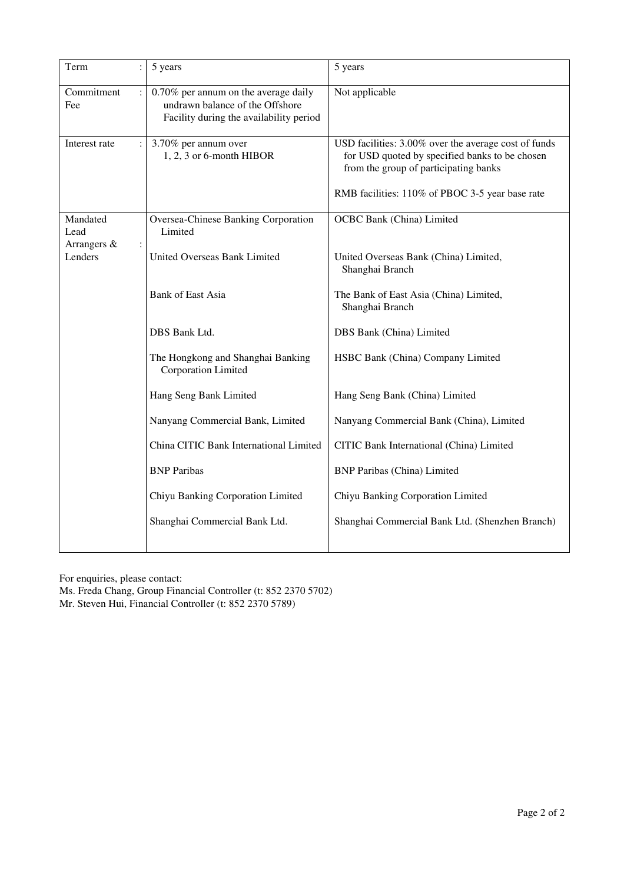| | | | |
|---|---|---|---|
| Term | : | 5 years | 5 years |
| Commitment Fee | : | 0.70% per annum on the average daily undrawn balance of the Offshore Facility during the availability period | Not applicable |
| Interest rate | : | 3.70% per annum over 1, 2, 3 or 6-month HIBOR | USD facilities: 3.00% over the average cost of funds for USD quoted by specified banks to be chosen from the group of participating banks<br><br>RMB facilities: 110% of PBOC 3-5 year base rate |
| Mandated Lead Arrangers & Lenders | : | Oversea-Chinese Banking Corporation Limited | OCBC Bank (China) Limited |
| | | United Overseas Bank Limited | United Overseas Bank (China) Limited, Shanghai Branch |
| | | Bank of East Asia | The Bank of East Asia (China) Limited, Shanghai Branch |
| | | DBS Bank Ltd. | DBS Bank (China) Limited |
| | | The Hongkong and Shanghai Banking Corporation Limited | HSBC Bank (China) Company Limited |
| | | Hang Seng Bank Limited | Hang Seng Bank (China) Limited |
| | | Nanyang Commercial Bank, Limited | Nanyang Commercial Bank (China), Limited |
| | | China CITIC Bank International Limited | CITIC Bank International (China) Limited |
| | | BNP Paribas | BNP Paribas (China) Limited |
| | | Chiyu Banking Corporation Limited | Chiyu Banking Corporation Limited |
| | | Shanghai Commercial Bank Ltd. | Shanghai Commercial Bank Ltd. (Shenzhen Branch) |

For enquiries, please contact:
Ms. Freda Chang, Group Financial Controller (t: 852 2370 5702)
Mr. Steven Hui, Financial Controller (t: 852 2370 5789)